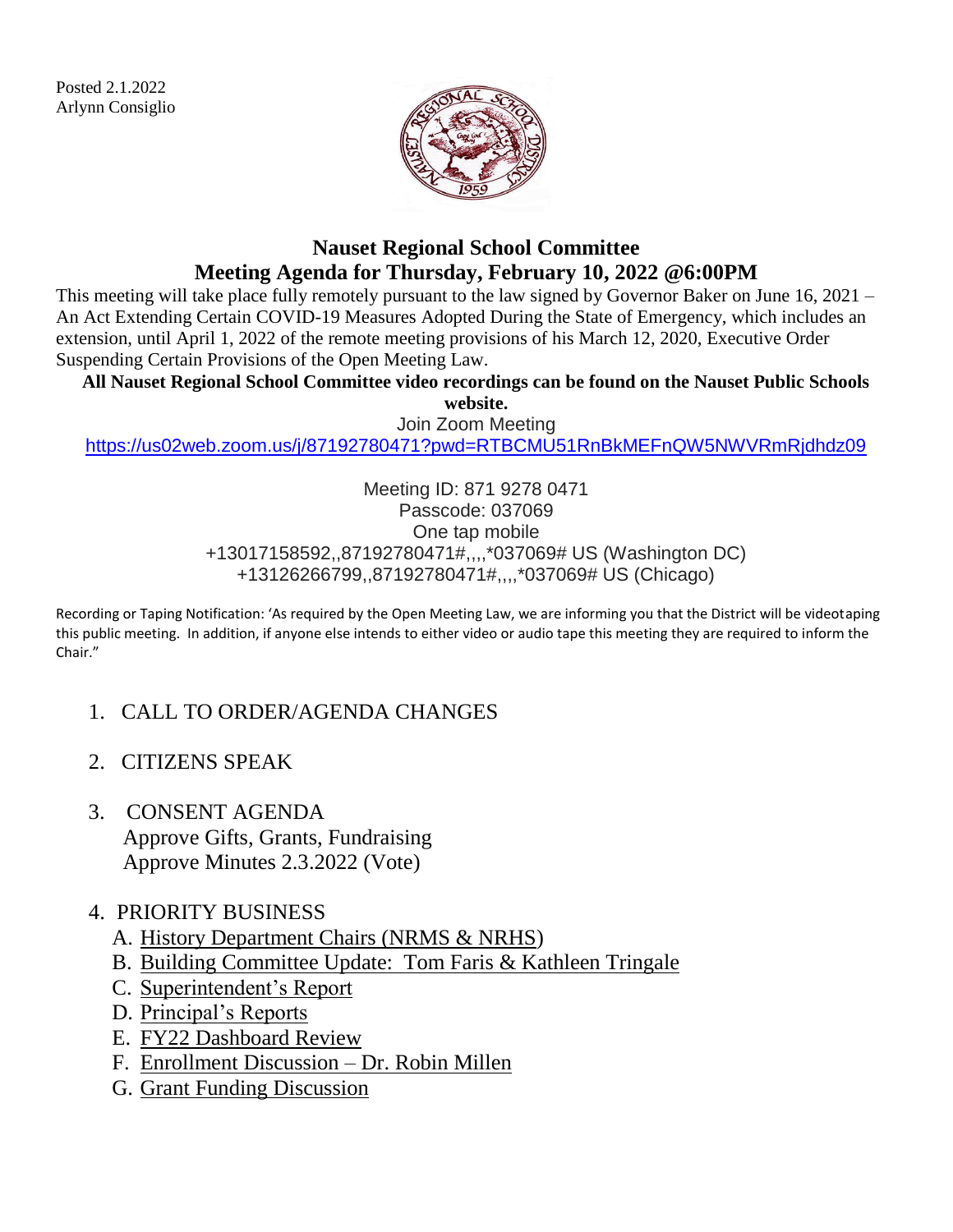Posted 2.1.2022
Arlynn Consiglio

# Nauset Regional School Committee
# Meeting Agenda for Thursday, February 10, 2022 @6:00PM

This meeting will take place fully remotely pursuant to the law signed by Governor Baker on June 16, 2021 – An Act Extending Certain COVID-19 Measures Adopted During the State of Emergency, which includes an extension, until April 1, 2022 of the remote meeting provisions of his March 12, 2020, Executive Order Suspending Certain Provisions of the Open Meeting Law.

**All Nauset Regional School Committee video recordings can be found on the Nauset Public Schools website.**

Join Zoom Meeting
https://us02web.zoom.us/j/87192780471?pwd=RTBCMU51RnBkMEFnQW5NWVRmRjdhdz09

Meeting ID: 871 9278 0471
Passcode: 037069
One tap mobile
+13017158592,,87192780471#,,,,*037069# US (Washington DC)
+13126266799,,87192780471#,,,,*037069# US (Chicago)

Recording or Taping Notification: 'As required by the Open Meeting Law, we are informing you that the District will be videotaping this public meeting. In addition, if anyone else intends to either video or audio tape this meeting they are required to inform the Chair."

1. CALL TO ORDER/AGENDA CHANGES
2. CITIZENS SPEAK
3. CONSENT AGENDA
   Approve Gifts, Grants, Fundraising
   Approve Minutes 2.3.2022 (Vote)
4. PRIORITY BUSINESS
   A. History Department Chairs (NRMS & NRHS)
   B. Building Committee Update: Tom Faris & Kathleen Tringale
   C. Superintendent's Report
   D. Principal's Reports
   E. FY22 Dashboard Review
   F. Enrollment Discussion – Dr. Robin Millen
   G. Grant Funding Discussion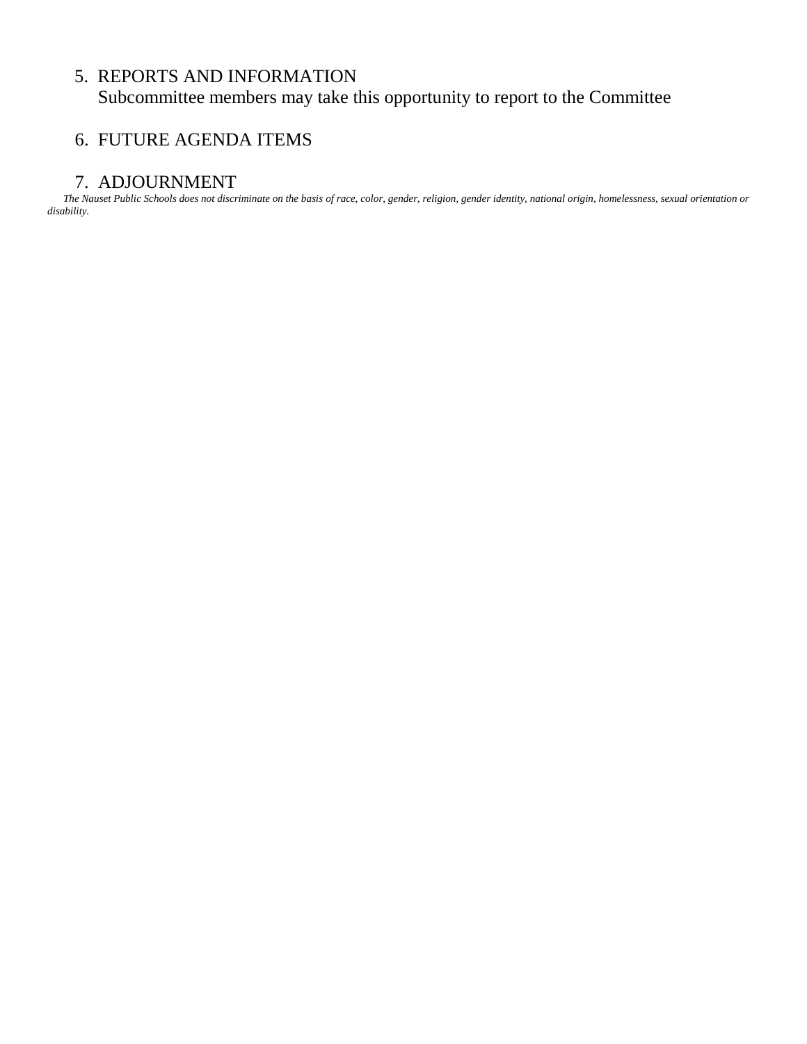5. REPORTS AND INFORMATION
   Subcommittee members may take this opportunity to report to the Committee

6. FUTURE AGENDA ITEMS

7. ADJOURNMENT

*The Nauset Public Schools does not discriminate on the basis of race, color, gender, religion, gender identity, national origin, homelessness, sexual orientation or disability.*